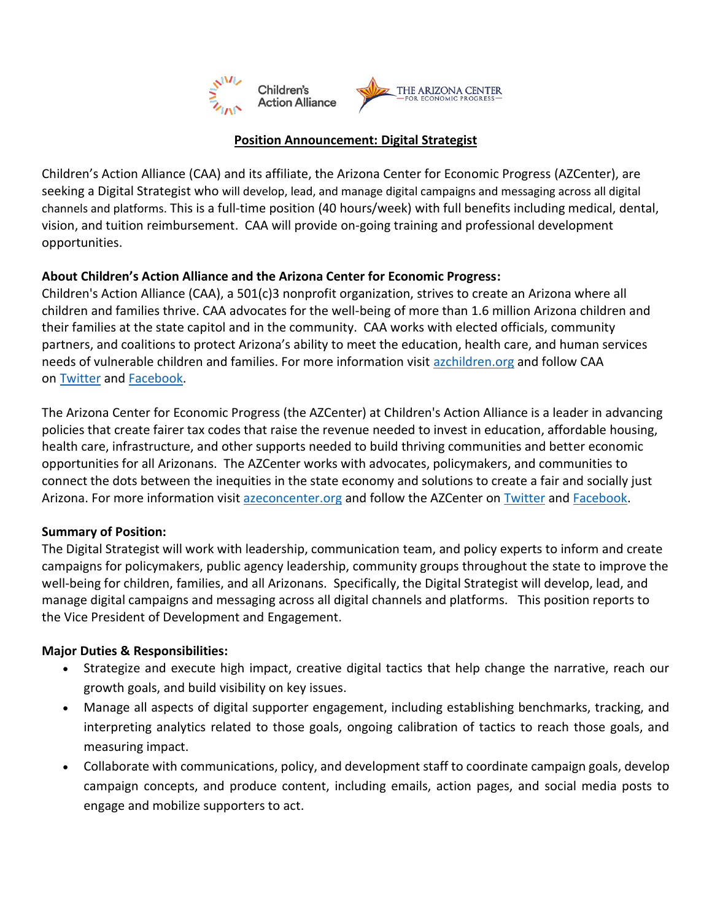# Position Announcement: Digital Strategist

Children's Action Alliance (CAA) and its affiliate, the Arizona Center for Economic Progress (AZCenter), are seeking a Digital Strategist who will develop, lead, and manage digital campaigns and messaging across all digital channels and platforms. This is a full-time position (40 hours/week) with full benefits including medical, dental, vision, and tuition reimbursement. CAA will provide on-going training and professional development opportunities.

**About Children's Action Alliance and the Arizona Center for Economic Progress:**
Children's Action Alliance (CAA), a 501(c)3 nonprofit organization, strives to create an Arizona where all children and families thrive. CAA advocates for the well-being of more than 1.6 million Arizona children and their families at the state capitol and in the community. CAA works with elected officials, community partners, and coalitions to protect Arizona's ability to meet the education, health care, and human services needs of vulnerable children and families. For more information visit [azchildren.org](azchildren.org) and follow CAA on Twitter and Facebook.

The Arizona Center for Economic Progress (the AZCenter) at Children's Action Alliance is a leader in advancing policies that create fairer tax codes that raise the revenue needed to invest in education, affordable housing, health care, infrastructure, and other supports needed to build thriving communities and better economic opportunities for all Arizonans. The AZCenter works with advocates, policymakers, and communities to connect the dots between the inequities in the state economy and solutions to create a fair and socially just Arizona. For more information visit [azeconcenter.org](azeconcenter.org) and follow the AZCenter on Twitter and Facebook.

**Summary of Position:**
The Digital Strategist will work with leadership, communication team, and policy experts to inform and create campaigns for policymakers, public agency leadership, community groups throughout the state to improve the well-being for children, families, and all Arizonans. Specifically, the Digital Strategist will develop, lead, and manage digital campaigns and messaging across all digital channels and platforms. This position reports to the Vice President of Development and Engagement.

**Major Duties & Responsibilities:**

- Strategize and execute high impact, creative digital tactics that help change the narrative, reach our growth goals, and build visibility on key issues.
- Manage all aspects of digital supporter engagement, including establishing benchmarks, tracking, and interpreting analytics related to those goals, ongoing calibration of tactics to reach those goals, and measuring impact.
- Collaborate with communications, policy, and development staff to coordinate campaign goals, develop campaign concepts, and produce content, including emails, action pages, and social media posts to engage and mobilize supporters to act.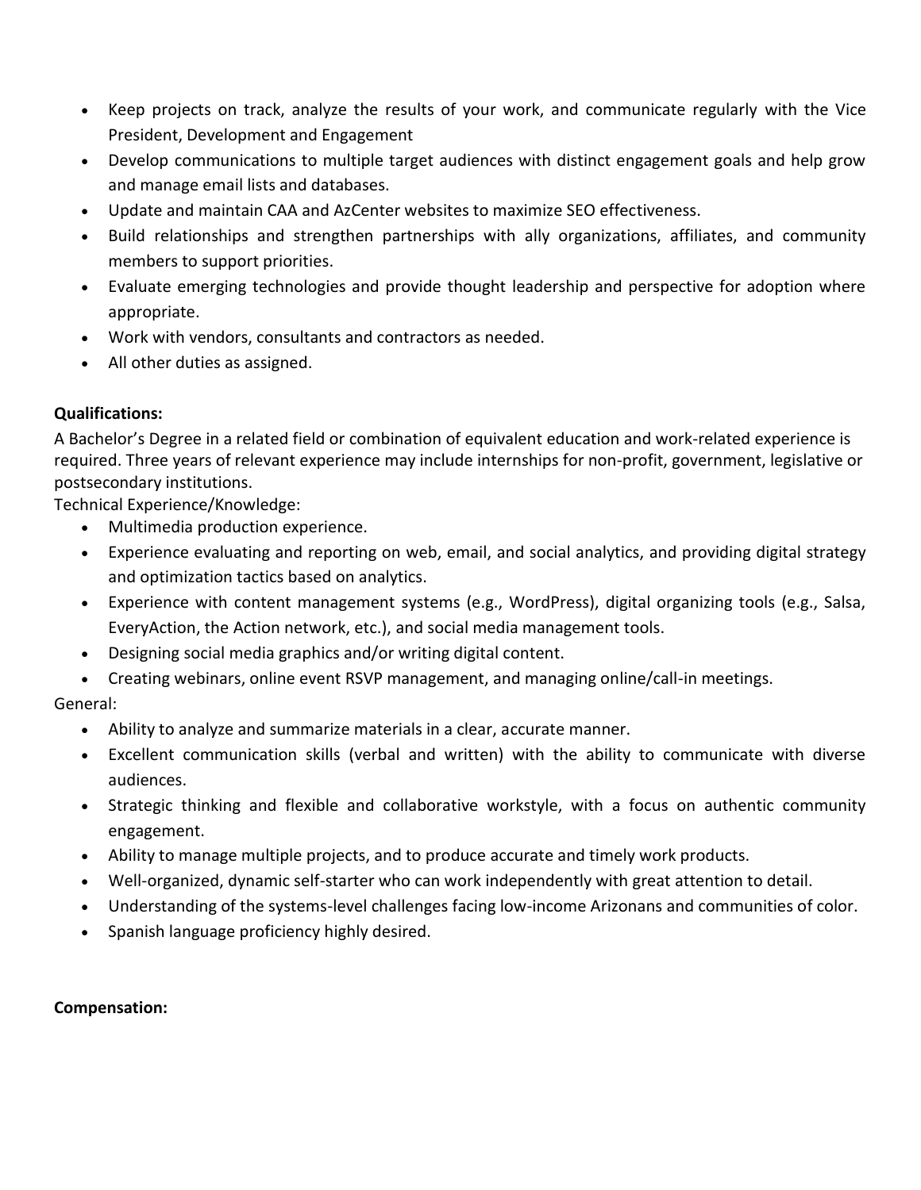- Keep projects on track, analyze the results of your work, and communicate regularly with the Vice President, Development and Engagement
- Develop communications to multiple target audiences with distinct engagement goals and help grow and manage email lists and databases.
- Update and maintain CAA and AzCenter websites to maximize SEO effectiveness.
- Build relationships and strengthen partnerships with ally organizations, affiliates, and community members to support priorities.
- Evaluate emerging technologies and provide thought leadership and perspective for adoption where appropriate.
- Work with vendors, consultants and contractors as needed.
- All other duties as assigned.

**Qualifications:**

A Bachelor's Degree in a related field or combination of equivalent education and work-related experience is required. Three years of relevant experience may include internships for non-profit, government, legislative or postsecondary institutions.

Technical Experience/Knowledge:

- Multimedia production experience.
- Experience evaluating and reporting on web, email, and social analytics, and providing digital strategy and optimization tactics based on analytics.
- Experience with content management systems (e.g., WordPress), digital organizing tools (e.g., Salsa, EveryAction, the Action network, etc.), and social media management tools.
- Designing social media graphics and/or writing digital content.
- Creating webinars, online event RSVP management, and managing online/call-in meetings.

General:

- Ability to analyze and summarize materials in a clear, accurate manner.
- Excellent communication skills (verbal and written) with the ability to communicate with diverse audiences.
- Strategic thinking and flexible and collaborative workstyle, with a focus on authentic community engagement.
- Ability to manage multiple projects, and to produce accurate and timely work products.
- Well-organized, dynamic self-starter who can work independently with great attention to detail.
- Understanding of the systems-level challenges facing low-income Arizonans and communities of color.
- Spanish language proficiency highly desired.

**Compensation:**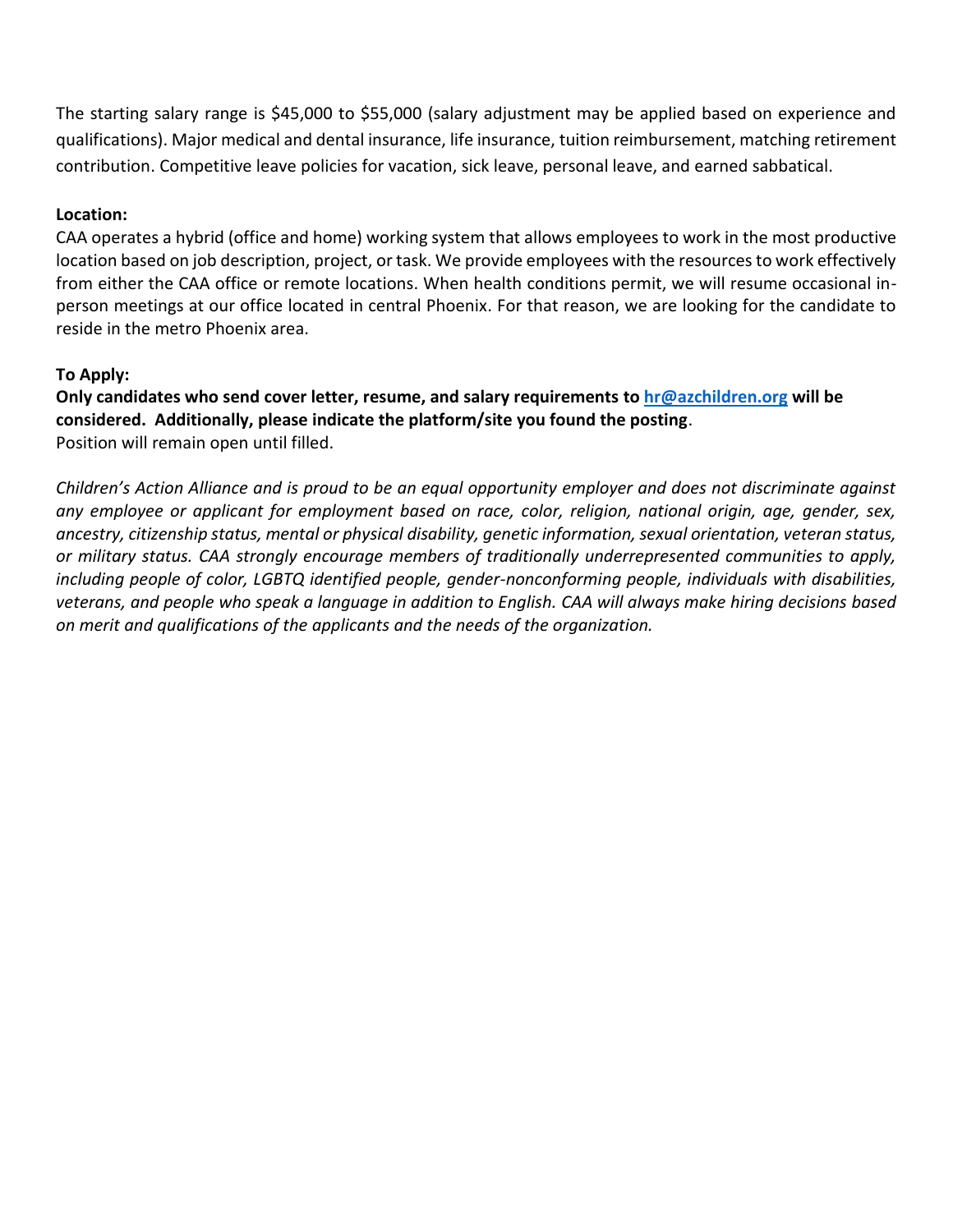The starting salary range is $45,000 to $55,000 (salary adjustment may be applied based on experience and qualifications). Major medical and dental insurance, life insurance, tuition reimbursement, matching retirement contribution. Competitive leave policies for vacation, sick leave, personal leave, and earned sabbatical.

**Location:**
CAA operates a hybrid (office and home) working system that allows employees to work in the most productive location based on job description, project, or task. We provide employees with the resources to work effectively from either the CAA office or remote locations. When health conditions permit, we will resume occasional in-person meetings at our office located in central Phoenix. For that reason, we are looking for the candidate to reside in the metro Phoenix area.

**To Apply:**
**Only candidates who send cover letter, resume, and salary requirements to [hr@azchildren.org](mailto:hr@azchildren.org) will be considered. Additionally, please indicate the platform/site you found the posting**.
Position will remain open until filled.

*Children's Action Alliance and is proud to be an equal opportunity employer and does not discriminate against any employee or applicant for employment based on race, color, religion, national origin, age, gender, sex, ancestry, citizenship status, mental or physical disability, genetic information, sexual orientation, veteran status, or military status. CAA strongly encourage members of traditionally underrepresented communities to apply, including people of color, LGBTQ identified people, gender-nonconforming people, individuals with disabilities, veterans, and people who speak a language in addition to English. CAA will always make hiring decisions based on merit and qualifications of the applicants and the needs of the organization.*